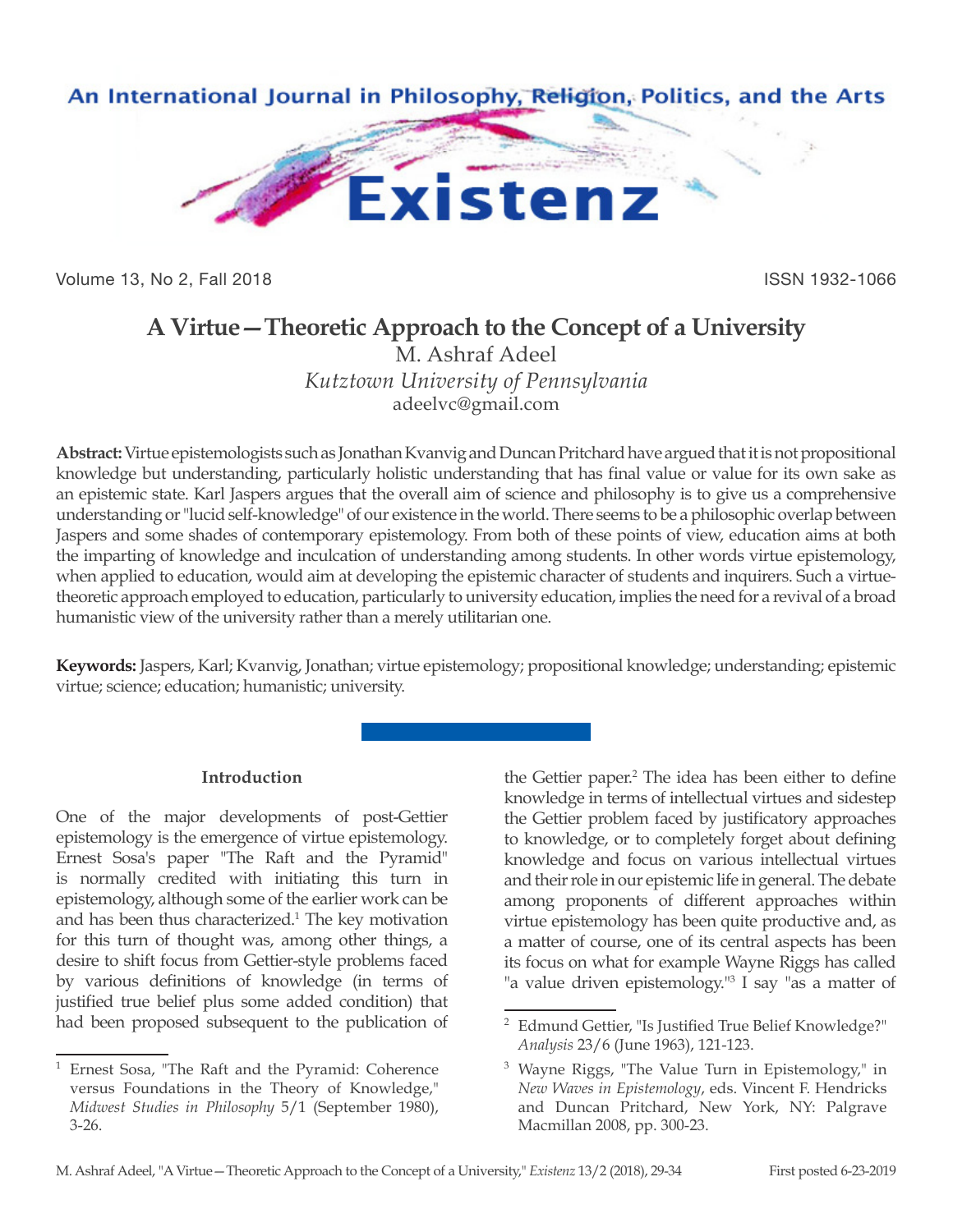# A Virtue—Theoretic Approach to the Concept of a University

M. Ashraf Adeel

*Kutztown University of Pennsylvania*

adeelvc@gmail.com

**Abstract:** Virtue epistemologists such as Jonathan Kvanvig and Duncan Pritchard have argued that it is not propositional knowledge but understanding, particularly holistic understanding that has final value or value for its own sake as an epistemic state. Karl Jaspers argues that the overall aim of science and philosophy is to give us a comprehensive understanding or "lucid self-knowledge" of our existence in the world. There seems to be a philosophic overlap between Jaspers and some shades of contemporary epistemology. From both of these points of view, education aims at both the imparting of knowledge and inculcation of understanding among students. In other words virtue epistemology, when applied to education, would aim at developing the epistemic character of students and inquirers. Such a virtue-theoretic approach employed to education, particularly to university education, implies the need for a revival of a broad humanistic view of the university rather than a merely utilitarian one.

**Keywords:** Jaspers, Karl; Kvanvig, Jonathan; virtue epistemology; propositional knowledge; understanding; epistemic virtue; science; education; humanistic; university.

## Introduction

One of the major developments of post-Gettier epistemology is the emergence of virtue epistemology. Ernest Sosa's paper "The Raft and the Pyramid" is normally credited with initiating this turn in epistemology, although some of the earlier work can be and has been thus characterized.[1] The key motivation for this turn of thought was, among other things, a desire to shift focus from Gettier-style problems faced by various definitions of knowledge (in terms of justified true belief plus some added condition) that had been proposed subsequent to the publication of the Gettier paper.[2] The idea has been either to define knowledge in terms of intellectual virtues and sidestep the Gettier problem faced by justificatory approaches to knowledge, or to completely forget about defining knowledge and focus on various intellectual virtues and their role in our epistemic life in general. The debate among proponents of different approaches within virtue epistemology has been quite productive and, as a matter of course, one of its central aspects has been its focus on what for example Wayne Riggs has called "a value driven epistemology."[3] I say "as a matter of

---

1 Ernest Sosa, "The Raft and the Pyramid: Coherence versus Foundations in the Theory of Knowledge," *Midwest Studies in Philosophy* 5/1 (September 1980), 3-26.

2 Edmund Gettier, "Is Justified True Belief Knowledge?" *Analysis* 23/6 (June 1963), 121-123.

3 Wayne Riggs, "The Value Turn in Epistemology," in *New Waves in Epistemology*, eds. Vincent F. Hendricks and Duncan Pritchard, New York, NY: Palgrave Macmillan 2008, pp. 300-23.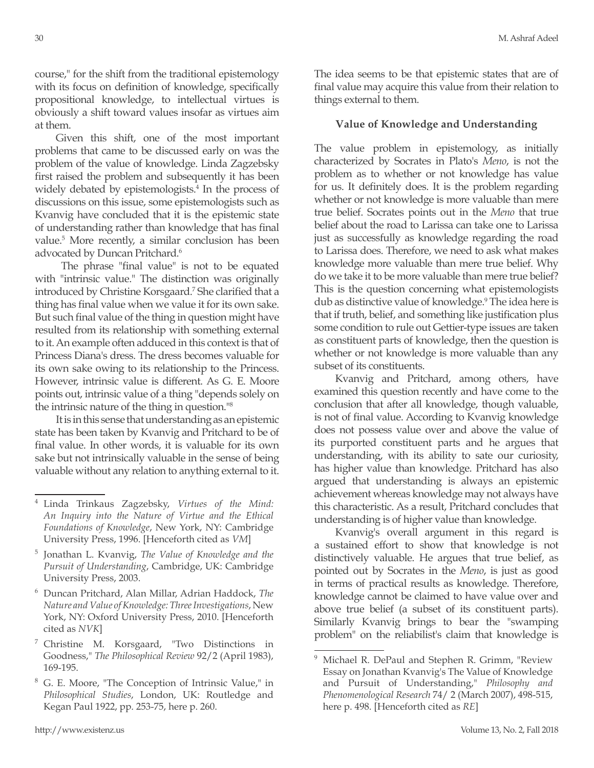course," for the shift from the traditional epistemology with its focus on definition of knowledge, specifically propositional knowledge, to intellectual virtues is obviously a shift toward values insofar as virtues aim at them.

Given this shift, one of the most important problems that came to be discussed early on was the problem of the value of knowledge. Linda Zagzebsky first raised the problem and subsequently it has been widely debated by epistemologists.[4] In the process of discussions on this issue, some epistemologists such as Kvanvig have concluded that it is the epistemic state of understanding rather than knowledge that has final value.[5] More recently, a similar conclusion has been advocated by Duncan Pritchard.[6]

The phrase "final value" is not to be equated with "intrinsic value." The distinction was originally introduced by Christine Korsgaard.[7] She clarified that a thing has final value when we value it for its own sake. But such final value of the thing in question might have resulted from its relationship with something external to it. An example often adduced in this context is that of Princess Diana's dress. The dress becomes valuable for its own sake owing to its relationship to the Princess. However, intrinsic value is different. As G. E. Moore points out, intrinsic value of a thing "depends solely on the intrinsic nature of the thing in question."[8]

It is in this sense that understanding as an epistemic state has been taken by Kvanvig and Pritchard to be of final value. In other words, it is valuable for its own sake but not intrinsically valuable in the sense of being valuable without any relation to anything external to it. The idea seems to be that epistemic states that are of final value may acquire this value from their relation to things external to them.

### Value of Knowledge and Understanding

The value problem in epistemology, as initially characterized by Socrates in Plato's *Meno*, is not the problem as to whether or not knowledge has value for us. It definitely does. It is the problem regarding whether or not knowledge is more valuable than mere true belief. Socrates points out in the *Meno* that true belief about the road to Larissa can take one to Larissa just as successfully as knowledge regarding the road to Larissa does. Therefore, we need to ask what makes knowledge more valuable than mere true belief. Why do we take it to be more valuable than mere true belief? This is the question concerning what epistemologists dub as distinctive value of knowledge.[9] The idea here is that if truth, belief, and something like justification plus some condition to rule out Gettier-type issues are taken as constituent parts of knowledge, then the question is whether or not knowledge is more valuable than any subset of its constituents.

Kvanvig and Pritchard, among others, have examined this question recently and have come to the conclusion that after all knowledge, though valuable, is not of final value. According to Kvanvig knowledge does not possess value over and above the value of its purported constituent parts and he argues that understanding, with its ability to sate our curiosity, has higher value than knowledge. Pritchard has also argued that understanding is always an epistemic achievement whereas knowledge may not always have this characteristic. As a result, Pritchard concludes that understanding is of higher value than knowledge.

Kvanvig's overall argument in this regard is a sustained effort to show that knowledge is not distinctively valuable. He argues that true belief, as pointed out by Socrates in the *Meno*, is just as good in terms of practical results as knowledge. Therefore, knowledge cannot be claimed to have value over and above true belief (a subset of its constituent parts). Similarly Kvanvig brings to bear the "swamping problem" on the reliabilist's claim that knowledge is

---

[4] Linda Trinkaus Zagzebsky, *Virtues of the Mind: An Inquiry into the Nature of Virtue and the Ethical Foundations of Knowledge*, New York, NY: Cambridge University Press, 1996. [Henceforth cited as *VM*]

[5] Jonathan L. Kvanvig, *The Value of Knowledge and the Pursuit of Understanding*, Cambridge, UK: Cambridge University Press, 2003.

[6] Duncan Pritchard, Alan Millar, Adrian Haddock, *The Nature and Value of Knowledge: Three Investigations*, New York, NY: Oxford University Press, 2010. [Henceforth cited as *NVK*]

[7] Christine M. Korsgaard, "Two Distinctions in Goodness," *The Philosophical Review* 92/2 (April 1983), 169-195.

[8] G. E. Moore, "The Conception of Intrinsic Value," in *Philosophical Studies*, London, UK: Routledge and Kegan Paul 1922, pp. 253-75, here p. 260.

[9] Michael R. DePaul and Stephen R. Grimm, "Review Essay on Jonathan Kvanvig's The Value of Knowledge and Pursuit of Understanding," *Philosophy and Phenomenological Research* 74/ 2 (March 2007), 498-515, here p. 498. [Henceforth cited as *RE*]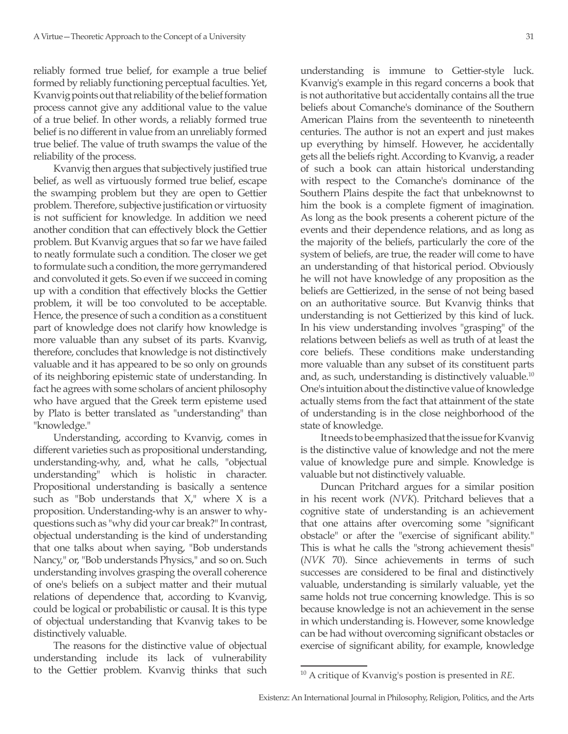reliably formed true belief, for example a true belief formed by reliably functioning perceptual faculties. Yet, Kvanvig points out that reliability of the belief formation process cannot give any additional value to the value of a true belief. In other words, a reliably formed true belief is no different in value from an unreliably formed true belief. The value of truth swamps the value of the reliability of the process.

Kvanvig then argues that subjectively justified true belief, as well as virtuously formed true belief, escape the swamping problem but they are open to Gettier problem. Therefore, subjective justification or virtuosity is not sufficient for knowledge. In addition we need another condition that can effectively block the Gettier problem. But Kvanvig argues that so far we have failed to neatly formulate such a condition. The closer we get to formulate such a condition, the more gerrymandered and convoluted it gets. So even if we succeed in coming up with a condition that effectively blocks the Gettier problem, it will be too convoluted to be acceptable. Hence, the presence of such a condition as a constituent part of knowledge does not clarify how knowledge is more valuable than any subset of its parts. Kvanvig, therefore, concludes that knowledge is not distinctively valuable and it has appeared to be so only on grounds of its neighboring epistemic state of understanding. In fact he agrees with some scholars of ancient philosophy who have argued that the Greek term episteme used by Plato is better translated as "understanding" than "knowledge."

Understanding, according to Kvanvig, comes in different varieties such as propositional understanding, understanding-why, and, what he calls, "objectual understanding" which is holistic in character. Propositional understanding is basically a sentence such as "Bob understands that X," where X is a proposition. Understanding-why is an answer to why-questions such as "why did your car break?" In contrast, objectual understanding is the kind of understanding that one talks about when saying, "Bob understands Nancy," or, "Bob understands Physics," and so on. Such understanding involves grasping the overall coherence of one's beliefs on a subject matter and their mutual relations of dependence that, according to Kvanvig, could be logical or probabilistic or causal. It is this type of objectual understanding that Kvanvig takes to be distinctively valuable.

The reasons for the distinctive value of objectual understanding include its lack of vulnerability to the Gettier problem. Kvanvig thinks that such understanding is immune to Gettier-style luck. Kvanvig's example in this regard concerns a book that is not authoritative but accidentally contains all the true beliefs about Comanche's dominance of the Southern American Plains from the seventeenth to nineteenth centuries. The author is not an expert and just makes up everything by himself. However, he accidentally gets all the beliefs right. According to Kvanvig, a reader of such a book can attain historical understanding with respect to the Comanche's dominance of the Southern Plains despite the fact that unbeknownst to him the book is a complete figment of imagination. As long as the book presents a coherent picture of the events and their dependence relations, and as long as the majority of the beliefs, particularly the core of the system of beliefs, are true, the reader will come to have an understanding of that historical period. Obviously he will not have knowledge of any proposition as the beliefs are Gettierized, in the sense of not being based on an authoritative source. But Kvanvig thinks that understanding is not Gettierized by this kind of luck. In his view understanding involves "grasping" of the relations between beliefs as well as truth of at least the core beliefs. These conditions make understanding more valuable than any subset of its constituent parts and, as such, understanding is distinctively valuable.[10] One's intuition about the distinctive value of knowledge actually stems from the fact that attainment of the state of understanding is in the close neighborhood of the state of knowledge.

It needs to be emphasized that the issue for Kvanvig is the distinctive value of knowledge and not the mere value of knowledge pure and simple. Knowledge is valuable but not distinctively valuable.

Duncan Pritchard argues for a similar position in his recent work (*NVK*). Pritchard believes that a cognitive state of understanding is an achievement that one attains after overcoming some "significant obstacle" or after the "exercise of significant ability." This is what he calls the "strong achievement thesis" (*NVK* 70). Since achievements in terms of such successes are considered to be final and distinctively valuable, understanding is similarly valuable, yet the same holds not true concerning knowledge. This is so because knowledge is not an achievement in the sense in which understanding is. However, some knowledge can be had without overcoming significant obstacles or exercise of significant ability, for example, knowledge

---

[10] A critique of Kvanvig's postion is presented in *RE*.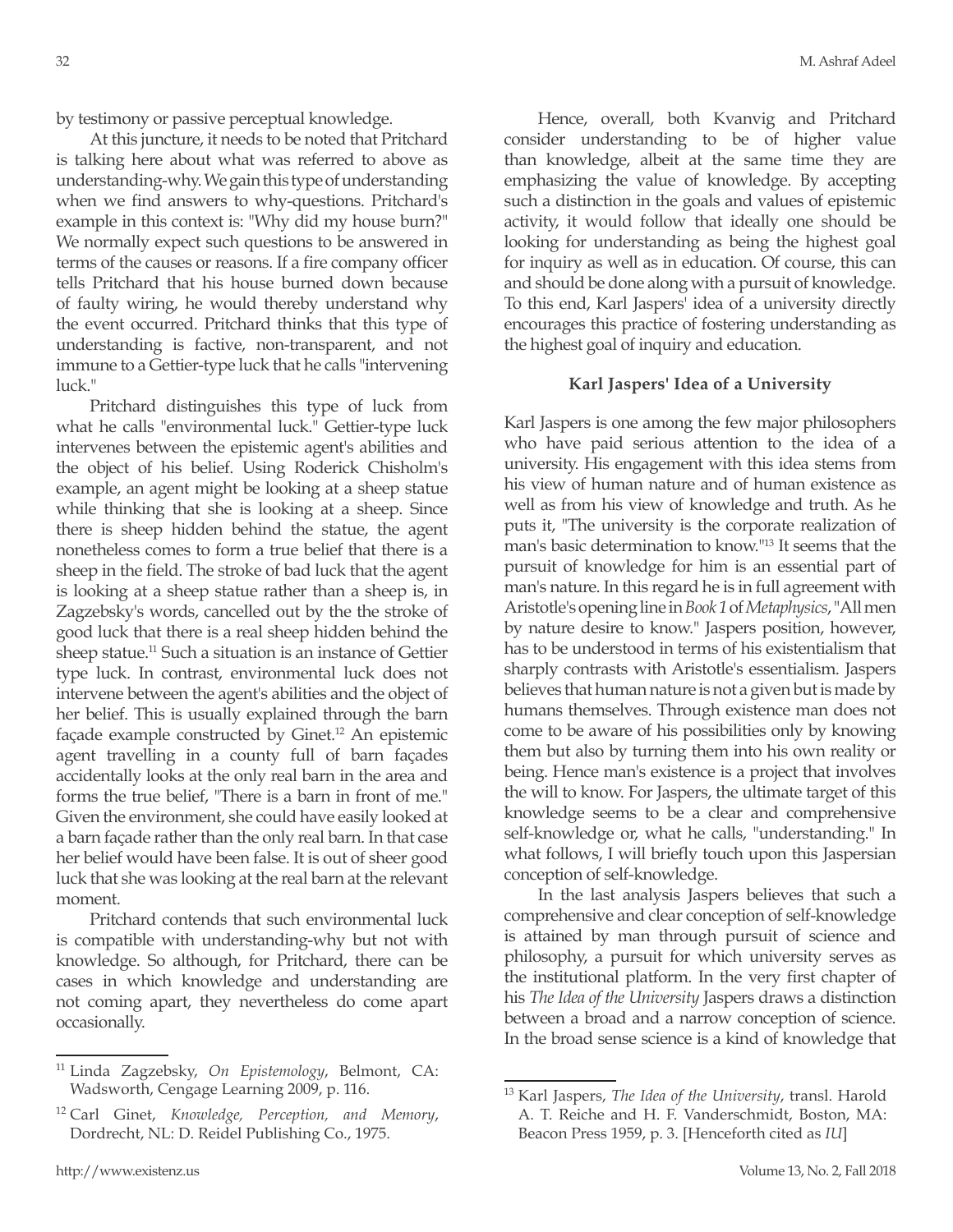by testimony or passive perceptual knowledge.

At this juncture, it needs to be noted that Pritchard is talking here about what was referred to above as understanding-why. We gain this type of understanding when we find answers to why-questions. Pritchard's example in this context is: "Why did my house burn?" We normally expect such questions to be answered in terms of the causes or reasons. If a fire company officer tells Pritchard that his house burned down because of faulty wiring, he would thereby understand why the event occurred. Pritchard thinks that this type of understanding is factive, non-transparent, and not immune to a Gettier-type luck that he calls "intervening luck."

Pritchard distinguishes this type of luck from what he calls "environmental luck." Gettier-type luck intervenes between the epistemic agent's abilities and the object of his belief. Using Roderick Chisholm's example, an agent might be looking at a sheep statue while thinking that she is looking at a sheep. Since there is sheep hidden behind the statue, the agent nonetheless comes to form a true belief that there is a sheep in the field. The stroke of bad luck that the agent is looking at a sheep statue rather than a sheep is, in Zagzebsky's words, cancelled out by the the stroke of good luck that there is a real sheep hidden behind the sheep statue.[11] Such a situation is an instance of Gettier type luck. In contrast, environmental luck does not intervene between the agent's abilities and the object of her belief. This is usually explained through the barn façade example constructed by Ginet.[12] An epistemic agent travelling in a county full of barn façades accidentally looks at the only real barn in the area and forms the true belief, "There is a barn in front of me." Given the environment, she could have easily looked at a barn façade rather than the only real barn. In that case her belief would have been false. It is out of sheer good luck that she was looking at the real barn at the relevant moment.

Pritchard contends that such environmental luck is compatible with understanding-why but not with knowledge. So although, for Pritchard, there can be cases in which knowledge and understanding are not coming apart, they nevertheless do come apart occasionally.

Hence, overall, both Kvanvig and Pritchard consider understanding to be of higher value than knowledge, albeit at the same time they are emphasizing the value of knowledge. By accepting such a distinction in the goals and values of epistemic activity, it would follow that ideally one should be looking for understanding as being the highest goal for inquiry as well as in education. Of course, this can and should be done along with a pursuit of knowledge. To this end, Karl Jaspers' idea of a university directly encourages this practice of fostering understanding as the highest goal of inquiry and education.

## Karl Jaspers' Idea of a University

Karl Jaspers is one among the few major philosophers who have paid serious attention to the idea of a university. His engagement with this idea stems from his view of human nature and of human existence as well as from his view of knowledge and truth. As he puts it, "The university is the corporate realization of man's basic determination to know."[13] It seems that the pursuit of knowledge for him is an essential part of man's nature. In this regard he is in full agreement with Aristotle's opening line in *Book 1* of *Metaphysics*, "All men by nature desire to know." Jaspers position, however, has to be understood in terms of his existentialism that sharply contrasts with Aristotle's essentialism. Jaspers believes that human nature is not a given but is made by humans themselves. Through existence man does not come to be aware of his possibilities only by knowing them but also by turning them into his own reality or being. Hence man's existence is a project that involves the will to know. For Jaspers, the ultimate target of this knowledge seems to be a clear and comprehensive self-knowledge or, what he calls, "understanding." In what follows, I will briefly touch upon this Jaspersian conception of self-knowledge.

In the last analysis Jaspers believes that such a comprehensive and clear conception of self-knowledge is attained by man through pursuit of science and philosophy, a pursuit for which university serves as the institutional platform. In the very first chapter of his *The Idea of the University* Jaspers draws a distinction between a broad and a narrow conception of science. In the broad sense science is a kind of knowledge that

---

[11] Linda Zagzebsky, *On Epistemology*, Belmont, CA: Wadsworth, Cengage Learning 2009, p. 116.

[12] Carl Ginet, *Knowledge, Perception, and Memory*, Dordrecht, NL: D. Reidel Publishing Co., 1975.

[13] Karl Jaspers, *The Idea of the University*, transl. Harold A. T. Reiche and H. F. Vanderschmidt, Boston, MA: Beacon Press 1959, p. 3. [Henceforth cited as *IU*]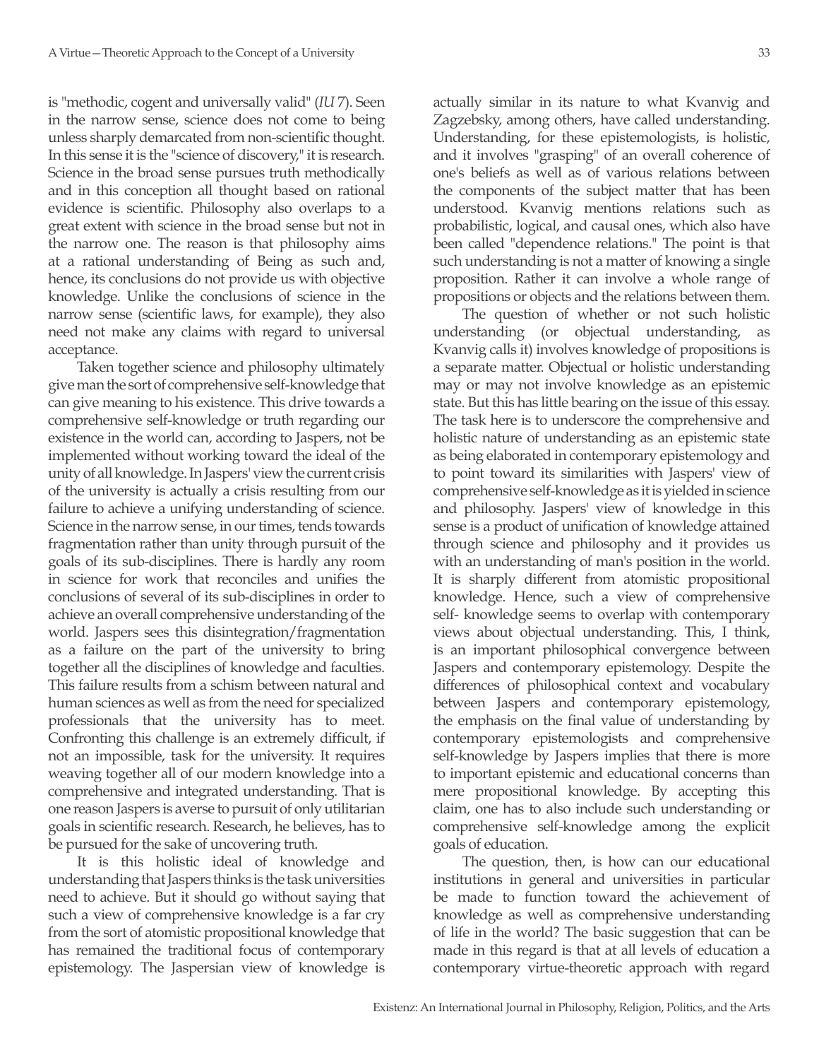is "methodic, cogent and universally valid" (*IU* 7). Seen in the narrow sense, science does not come to being unless sharply demarcated from non-scientific thought. In this sense it is the "science of discovery," it is research. Science in the broad sense pursues truth methodically and in this conception all thought based on rational evidence is scientific. Philosophy also overlaps to a great extent with science in the broad sense but not in the narrow one. The reason is that philosophy aims at a rational understanding of Being as such and, hence, its conclusions do not provide us with objective knowledge. Unlike the conclusions of science in the narrow sense (scientific laws, for example), they also need not make any claims with regard to universal acceptance.

Taken together science and philosophy ultimately give man the sort of comprehensive self-knowledge that can give meaning to his existence. This drive towards a comprehensive self-knowledge or truth regarding our existence in the world can, according to Jaspers, not be implemented without working toward the ideal of the unity of all knowledge. In Jaspers' view the current crisis of the university is actually a crisis resulting from our failure to achieve a unifying understanding of science. Science in the narrow sense, in our times, tends towards fragmentation rather than unity through pursuit of the goals of its sub-disciplines. There is hardly any room in science for work that reconciles and unifies the conclusions of several of its sub-disciplines in order to achieve an overall comprehensive understanding of the world. Jaspers sees this disintegration/fragmentation as a failure on the part of the university to bring together all the disciplines of knowledge and faculties. This failure results from a schism between natural and human sciences as well as from the need for specialized professionals that the university has to meet. Confronting this challenge is an extremely difficult, if not an impossible, task for the university. It requires weaving together all of our modern knowledge into a comprehensive and integrated understanding. That is one reason Jaspers is averse to pursuit of only utilitarian goals in scientific research. Research, he believes, has to be pursued for the sake of uncovering truth.

It is this holistic ideal of knowledge and understanding that Jaspers thinks is the task universities need to achieve. But it should go without saying that such a view of comprehensive knowledge is a far cry from the sort of atomistic propositional knowledge that has remained the traditional focus of contemporary epistemology. The Jaspersian view of knowledge is actually similar in its nature to what Kvanvig and Zagzebsky, among others, have called understanding. Understanding, for these epistemologists, is holistic, and it involves "grasping" of an overall coherence of one's beliefs as well as of various relations between the components of the subject matter that has been understood. Kvanvig mentions relations such as probabilistic, logical, and causal ones, which also have been called "dependence relations." The point is that such understanding is not a matter of knowing a single proposition. Rather it can involve a whole range of propositions or objects and the relations between them.

The question of whether or not such holistic understanding (or objectual understanding, as Kvanvig calls it) involves knowledge of propositions is a separate matter. Objectual or holistic understanding may or may not involve knowledge as an epistemic state. But this has little bearing on the issue of this essay. The task here is to underscore the comprehensive and holistic nature of understanding as an epistemic state as being elaborated in contemporary epistemology and to point toward its similarities with Jaspers' view of comprehensive self-knowledge as it is yielded in science and philosophy. Jaspers' view of knowledge in this sense is a product of unification of knowledge attained through science and philosophy and it provides us with an understanding of man's position in the world. It is sharply different from atomistic propositional knowledge. Hence, such a view of comprehensive self- knowledge seems to overlap with contemporary views about objectual understanding. This, I think, is an important philosophical convergence between Jaspers and contemporary epistemology. Despite the differences of philosophical context and vocabulary between Jaspers and contemporary epistemology, the emphasis on the final value of understanding by contemporary epistemologists and comprehensive self-knowledge by Jaspers implies that there is more to important epistemic and educational concerns than mere propositional knowledge. By accepting this claim, one has to also include such understanding or comprehensive self-knowledge among the explicit goals of education.

The question, then, is how can our educational institutions in general and universities in particular be made to function toward the achievement of knowledge as well as comprehensive understanding of life in the world? The basic suggestion that can be made in this regard is that at all levels of education a contemporary virtue-theoretic approach with regard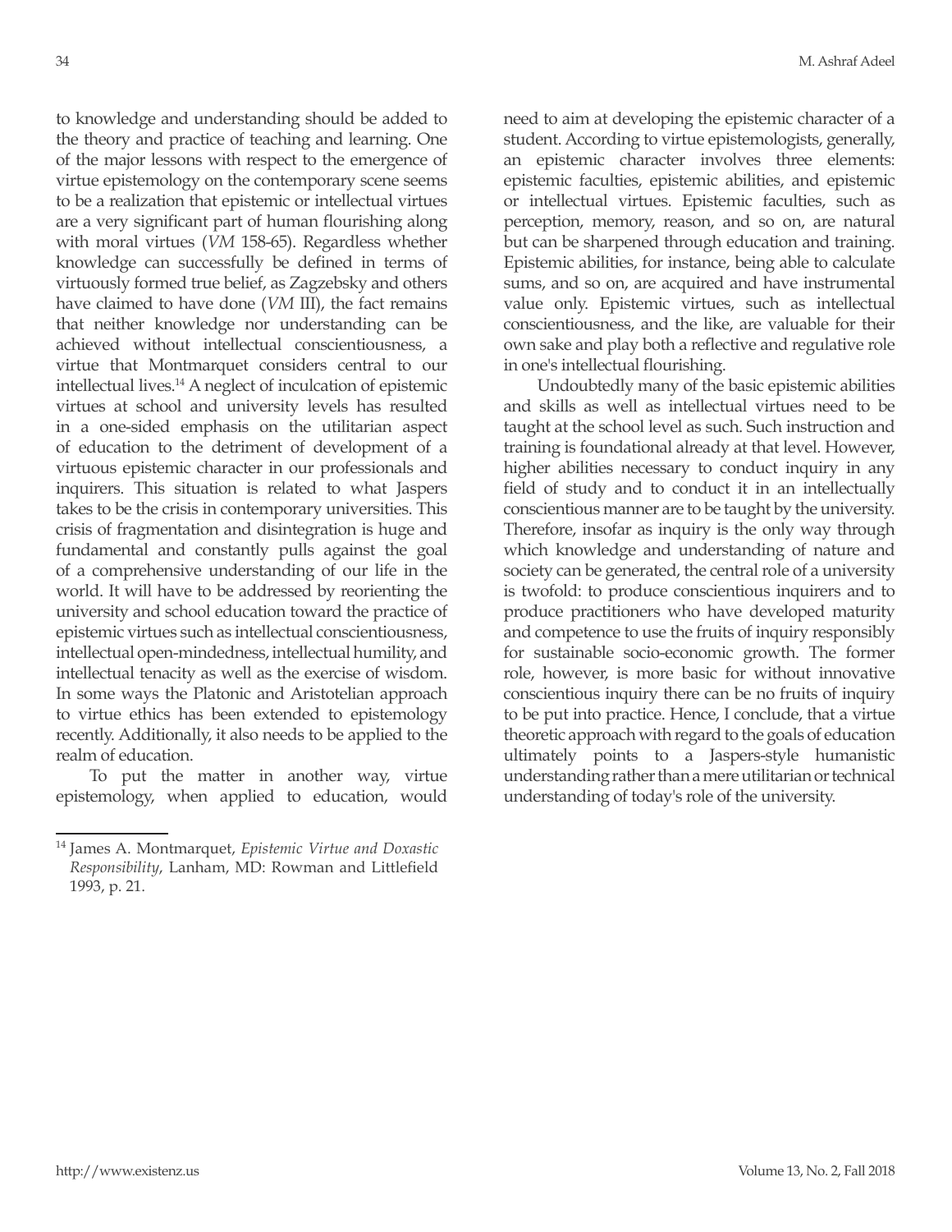to knowledge and understanding should be added to the theory and practice of teaching and learning. One of the major lessons with respect to the emergence of virtue epistemology on the contemporary scene seems to be a realization that epistemic or intellectual virtues are a very significant part of human flourishing along with moral virtues (*VM* 158-65). Regardless whether knowledge can successfully be defined in terms of virtuously formed true belief, as Zagzebsky and others have claimed to have done (*VM* III), the fact remains that neither knowledge nor understanding can be achieved without intellectual conscientiousness, a virtue that Montmarquet considers central to our intellectual lives.[14] A neglect of inculcation of epistemic virtues at school and university levels has resulted in a one-sided emphasis on the utilitarian aspect of education to the detriment of development of a virtuous epistemic character in our professionals and inquirers. This situation is related to what Jaspers takes to be the crisis in contemporary universities. This crisis of fragmentation and disintegration is huge and fundamental and constantly pulls against the goal of a comprehensive understanding of our life in the world. It will have to be addressed by reorienting the university and school education toward the practice of epistemic virtues such as intellectual conscientiousness, intellectual open-mindedness, intellectual humility, and intellectual tenacity as well as the exercise of wisdom. In some ways the Platonic and Aristotelian approach to virtue ethics has been extended to epistemology recently. Additionally, it also needs to be applied to the realm of education.

To put the matter in another way, virtue epistemology, when applied to education, would need to aim at developing the epistemic character of a student. According to virtue epistemologists, generally, an epistemic character involves three elements: epistemic faculties, epistemic abilities, and epistemic or intellectual virtues. Epistemic faculties, such as perception, memory, reason, and so on, are natural but can be sharpened through education and training. Epistemic abilities, for instance, being able to calculate sums, and so on, are acquired and have instrumental value only. Epistemic virtues, such as intellectual conscientiousness, and the like, are valuable for their own sake and play both a reflective and regulative role in one's intellectual flourishing.

Undoubtedly many of the basic epistemic abilities and skills as well as intellectual virtues need to be taught at the school level as such. Such instruction and training is foundational already at that level. However, higher abilities necessary to conduct inquiry in any field of study and to conduct it in an intellectually conscientious manner are to be taught by the university. Therefore, insofar as inquiry is the only way through which knowledge and understanding of nature and society can be generated, the central role of a university is twofold: to produce conscientious inquirers and to produce practitioners who have developed maturity and competence to use the fruits of inquiry responsibly for sustainable socio-economic growth. The former role, however, is more basic for without innovative conscientious inquiry there can be no fruits of inquiry to be put into practice. Hence, I conclude, that a virtue theoretic approach with regard to the goals of education ultimately points to a Jaspers-style humanistic understanding rather than a mere utilitarian or technical understanding of today's role of the university.

---

[14] James A. Montmarquet, *Epistemic Virtue and Doxastic Responsibility*, Lanham, MD: Rowman and Littlefield 1993, p. 21.